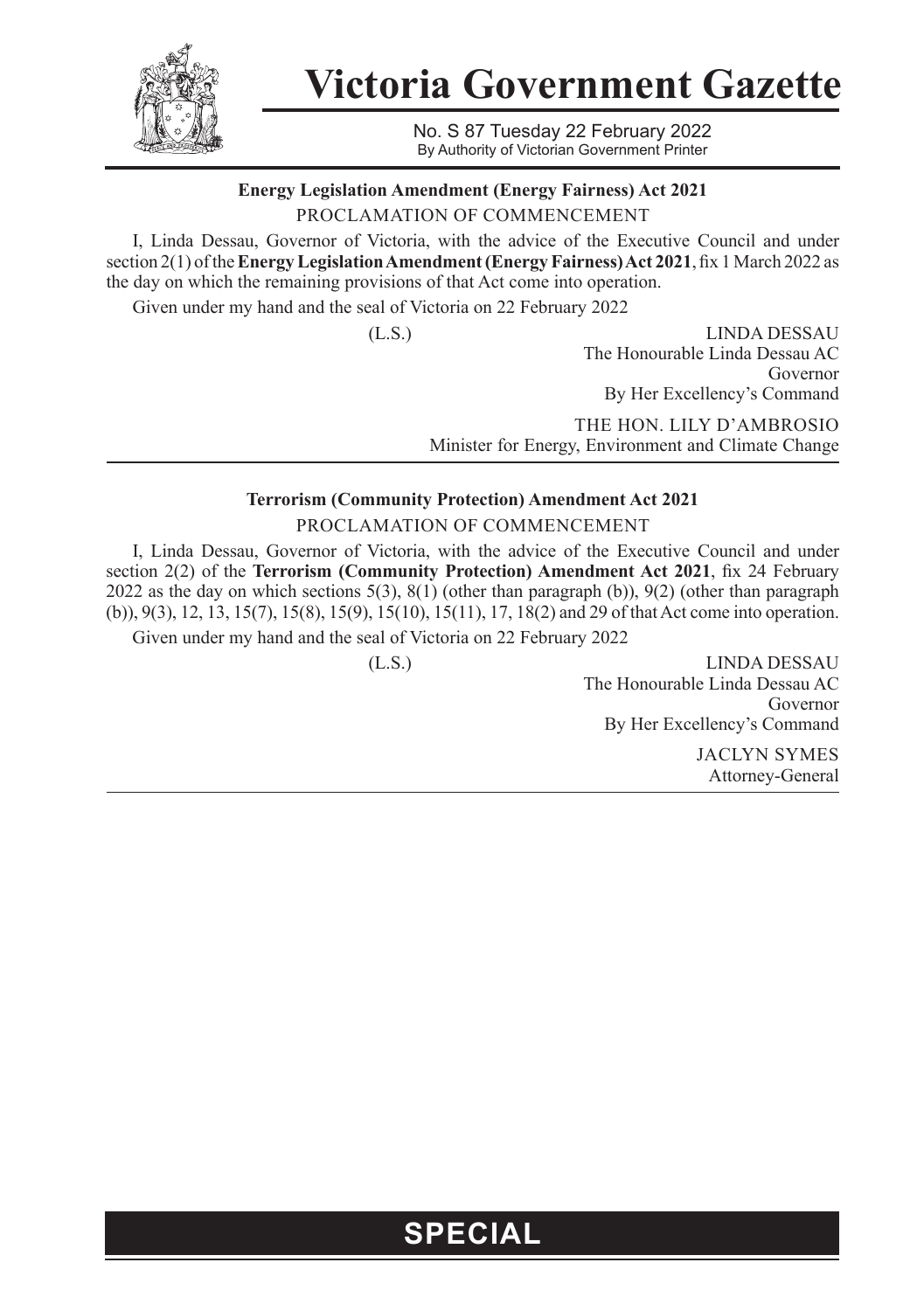# Victoria Government Gazette

No. S 87 Tuesday 22 February 2022
By Authority of Victorian Government Printer

## Energy Legislation Amendment (Energy Fairness) Act 2021

PROCLAMATION OF COMMENCEMENT

I, Linda Dessau, Governor of Victoria, with the advice of the Executive Council and under section 2(1) of the **Energy Legislation Amendment (Energy Fairness) Act 2021**, fix 1 March 2022 as the day on which the remaining provisions of that Act come into operation.

Given under my hand and the seal of Victoria on 22 February 2022

(L.S.)

LINDA DESSAU
The Honourable Linda Dessau AC
Governor
By Her Excellency's Command

THE HON. LILY D'AMBROSIO
Minister for Energy, Environment and Climate Change

## Terrorism (Community Protection) Amendment Act 2021

PROCLAMATION OF COMMENCEMENT

I, Linda Dessau, Governor of Victoria, with the advice of the Executive Council and under section 2(2) of the **Terrorism (Community Protection) Amendment Act 2021**, fix 24 February 2022 as the day on which sections 5(3), 8(1) (other than paragraph (b)), 9(2) (other than paragraph (b)), 9(3), 12, 13, 15(7), 15(8), 15(9), 15(10), 15(11), 17, 18(2) and 29 of that Act come into operation.

Given under my hand and the seal of Victoria on 22 February 2022

(L.S.)

LINDA DESSAU
The Honourable Linda Dessau AC
Governor
By Her Excellency's Command

JACLYN SYMES
Attorney-General

**SPECIAL**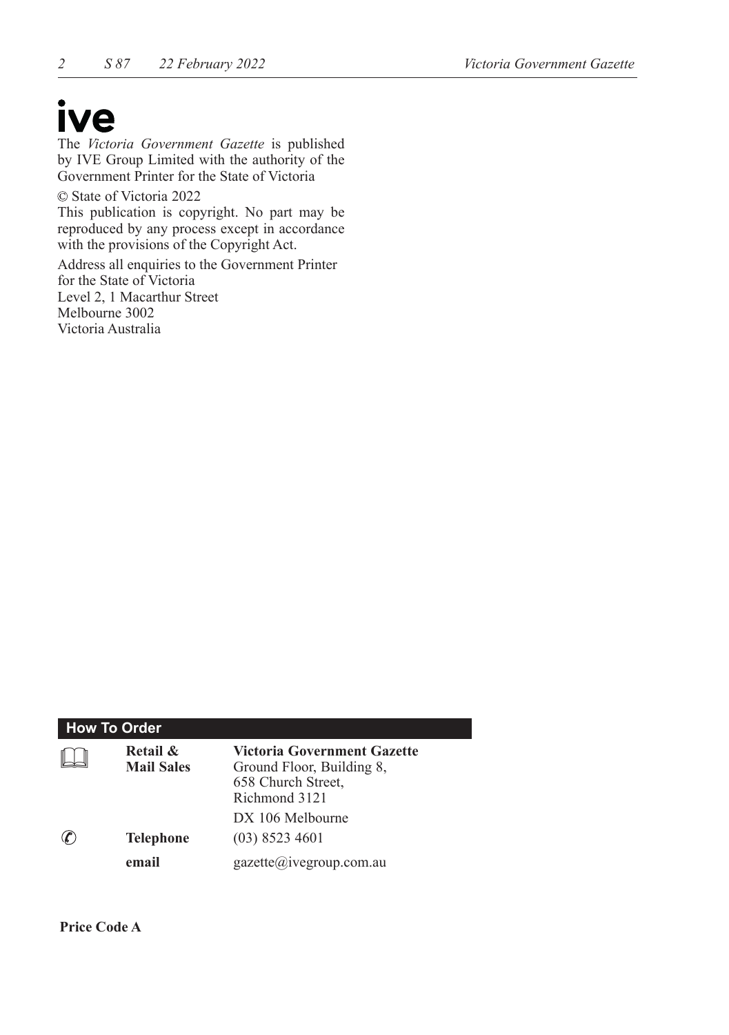ive

The *Victoria Government Gazette* is published by IVE Group Limited with the authority of the Government Printer for the State of Victoria

© State of Victoria 2022

This publication is copyright. No part may be reproduced by any process except in accordance with the provisions of the Copyright Act.

Address all enquiries to the Government Printer for the State of Victoria
Level 2, 1 Macarthur Street
Melbourne 3002
Victoria Australia

## How To Order

| | | |
|---|---|---|
| | **Retail & Mail Sales** | **Victoria Government Gazette** Ground Floor, Building 8, 658 Church Street, Richmond 3121 |
| | | DX 106 Melbourne |
| | **Telephone** | (03) 8523 4601 |
| | **email** | gazette@ivegroup.com.au |

**Price Code A**